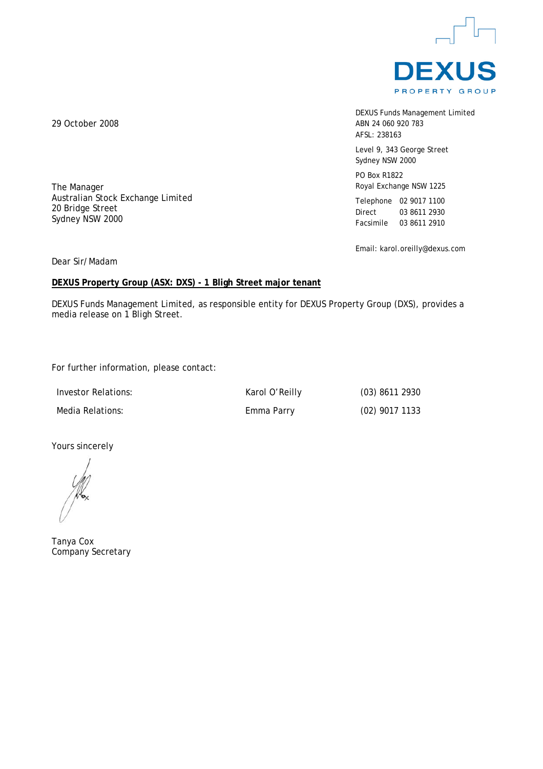DEXUS

PROPERTY GROUP

29 October 2008

DEXUS Funds Management Limited
ABN 24 060 920 783
AFSL: 238163

Level 9, 343 George Street
Sydney NSW 2000

PO Box R1822
Royal Exchange NSW 1225

Telephone 02 9017 1100
Direct 03 8611 2930
Facsimile 03 8611 2910

Email: karol.oreilly@dexus.com

The Manager
Australian Stock Exchange Limited
20 Bridge Street
Sydney NSW 2000

Dear Sir/Madam

**DEXUS Property Group (ASX: DXS) - 1 Bligh Street major tenant**

DEXUS Funds Management Limited, as responsible entity for DEXUS Property Group (DXS), provides a media release on 1 Bligh Street.

For further information, please contact:

| | | |
|---|---|---|
| Investor Relations: | Karol O'Reilly | (03) 8611 2930 |
| Media Relations: | Emma Parry | (02) 9017 1133 |

Yours sincerely

Tanya Cox
Company Secretary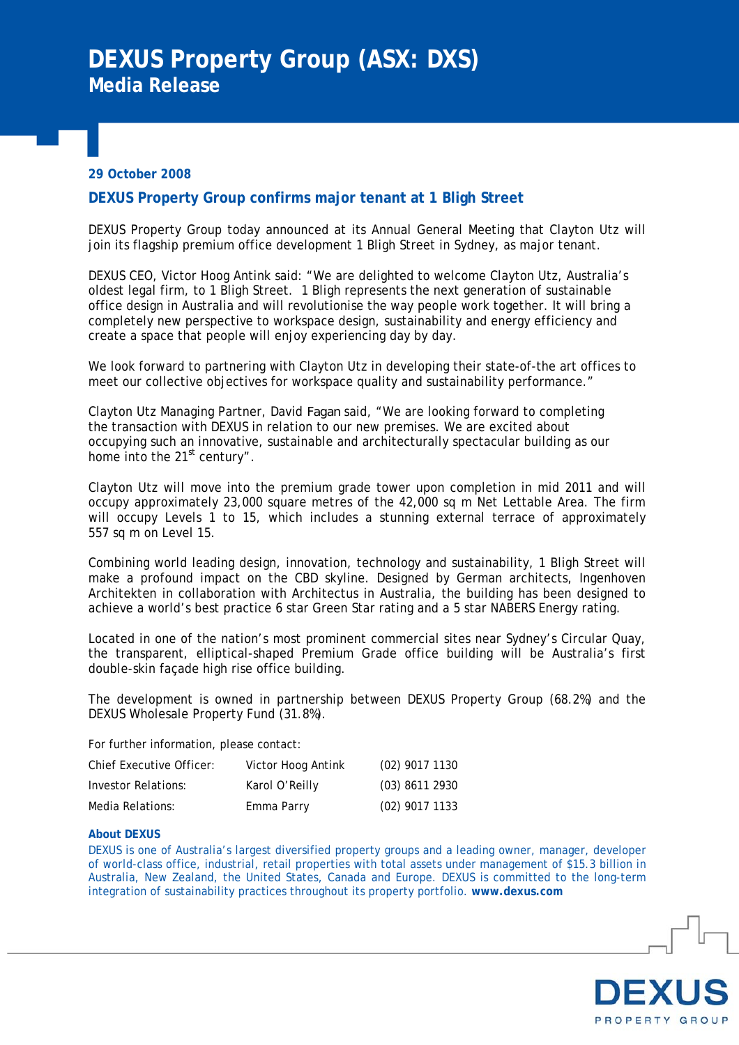# DEXUS Property Group (ASX: DXS)

## Media Release

**29 October 2008**

### DEXUS Property Group confirms major tenant at 1 Bligh Street

DEXUS Property Group today announced at its Annual General Meeting that Clayton Utz will join its flagship premium office development 1 Bligh Street in Sydney, as major tenant.

DEXUS CEO, Victor Hoog Antink said: "We are delighted to welcome Clayton Utz, Australia's oldest legal firm, to 1 Bligh Street. 1 Bligh represents the next generation of sustainable office design in Australia and will revolutionise the way people work together. It will bring a completely new perspective to workspace design, sustainability and energy efficiency and create a space that people will enjoy experiencing day by day.

We look forward to partnering with Clayton Utz in developing their state-of-the art offices to meet our collective objectives for workspace quality and sustainability performance."

Clayton Utz Managing Partner, David Fagan said, "We are looking forward to completing the transaction with DEXUS in relation to our new premises. We are excited about occupying such an innovative, sustainable and architecturally spectacular building as our home into the 21st century".

Clayton Utz will move into the premium grade tower upon completion in mid 2011 and will occupy approximately 23,000 square metres of the 42,000 sq m Net Lettable Area. The firm will occupy Levels 1 to 15, which includes a stunning external terrace of approximately 557 sq m on Level 15.

Combining world leading design, innovation, technology and sustainability, 1 Bligh Street will make a profound impact on the CBD skyline. Designed by German architects, Ingenhoven Architekten in collaboration with Architectus in Australia, the building has been designed to achieve a world's best practice 6 star Green Star rating and a 5 star NABERS Energy rating.

Located in one of the nation's most prominent commercial sites near Sydney's Circular Quay, the transparent, elliptical-shaped Premium Grade office building will be Australia's first double-skin façade high rise office building.

The development is owned in partnership between DEXUS Property Group (68.2%) and the DEXUS Wholesale Property Fund (31.8%).

For further information, please contact:

| | | |
|---|---|---|
| Chief Executive Officer: | Victor Hoog Antink | (02) 9017 1130 |
| Investor Relations: | Karol O'Reilly | (03) 8611 2930 |
| Media Relations: | Emma Parry | (02) 9017 1133 |

**About DEXUS**

DEXUS is one of Australia's largest diversified property groups and a leading owner, manager, developer of world-class office, industrial, retail properties with total assets under management of $15.3 billion in Australia, New Zealand, the United States, Canada and Europe. DEXUS is committed to the long-term integration of sustainability practices throughout its property portfolio. **www.dexus.com**

DEXUS PROPERTY GROUP